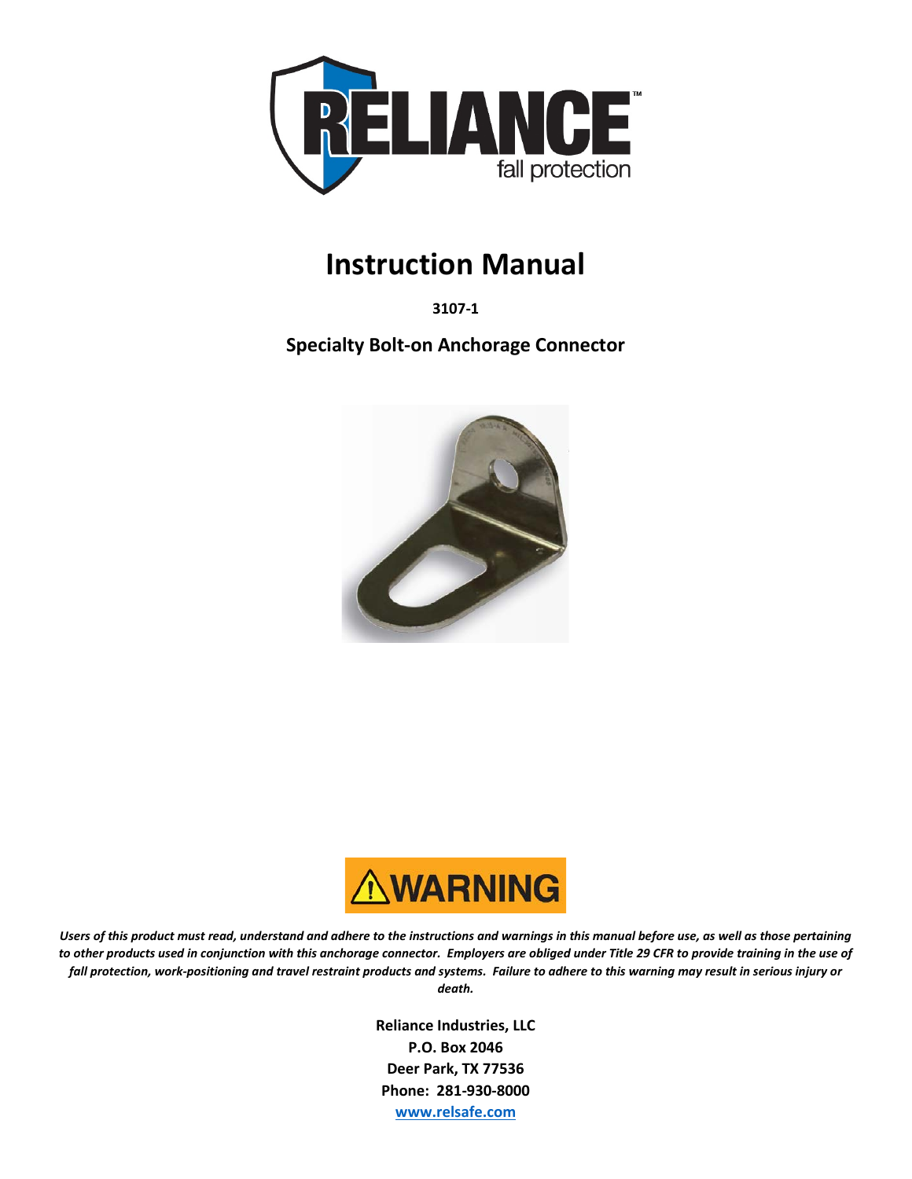# Instruction Manual

**3107-1**

## Specialty Bolt-on Anchorage Connector

**WARNING**

***Users of this product must read, understand and adhere to the instructions and warnings in this manual before use, as well as those pertaining to other products used in conjunction with this anchorage connector. Employers are obliged under Title 29 CFR to provide training in the use of fall protection, work-positioning and travel restraint products and systems. Failure to adhere to this warning may result in serious injury or death.***

**Reliance Industries, LLC**
**P.O. Box 2046**
**Deer Park, TX 77536**
**Phone: 281-930-8000**
**www.relsafe.com**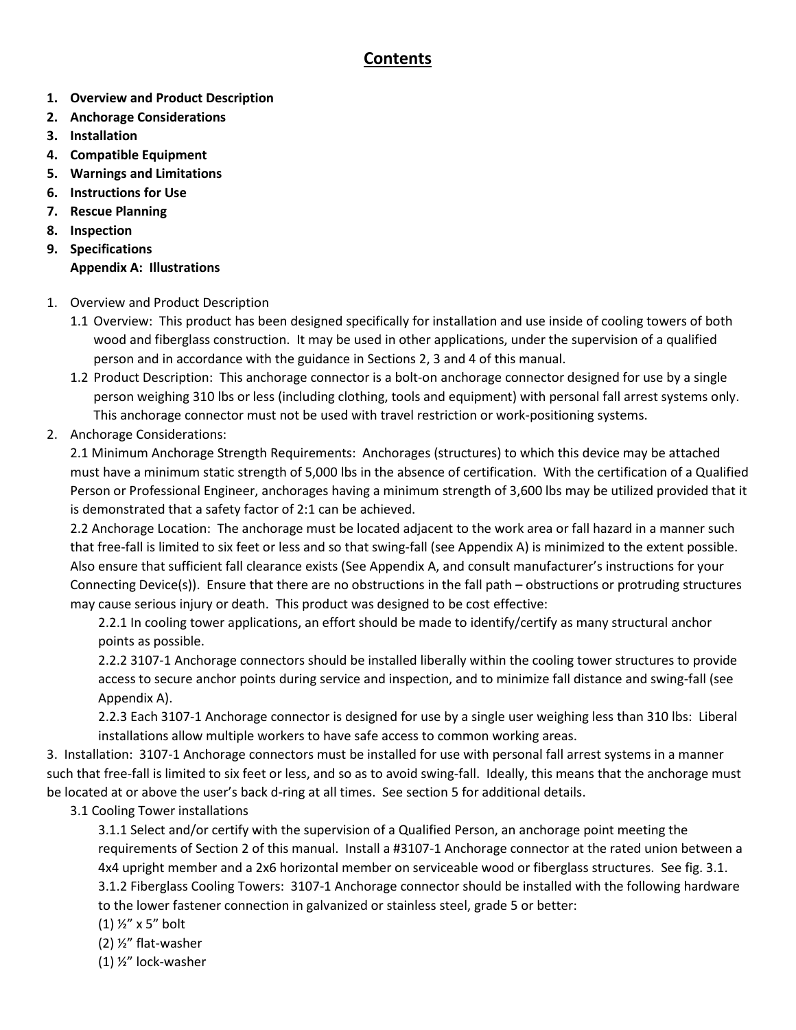# Contents

1. **Overview and Product Description**
2. **Anchorage Considerations**
3. **Installation**
4. **Compatible Equipment**
5. **Warnings and Limitations**
6. **Instructions for Use**
7. **Rescue Planning**
8. **Inspection**
9. **Specifications**
   **Appendix A: Illustrations**

1. Overview and Product Description
   1.1 Overview: This product has been designed specifically for installation and use inside of cooling towers of both wood and fiberglass construction. It may be used in other applications, under the supervision of a qualified person and in accordance with the guidance in Sections 2, 3 and 4 of this manual.
   1.2 Product Description: This anchorage connector is a bolt-on anchorage connector designed for use by a single person weighing 310 lbs or less (including clothing, tools and equipment) with personal fall arrest systems only. This anchorage connector must not be used with travel restriction or work-positioning systems.
2. Anchorage Considerations:
   2.1 Minimum Anchorage Strength Requirements: Anchorages (structures) to which this device may be attached must have a minimum static strength of 5,000 lbs in the absence of certification. With the certification of a Qualified Person or Professional Engineer, anchorages having a minimum strength of 3,600 lbs may be utilized provided that it is demonstrated that a safety factor of 2:1 can be achieved.
   2.2 Anchorage Location: The anchorage must be located adjacent to the work area or fall hazard in a manner such that free-fall is limited to six feet or less and so that swing-fall (see Appendix A) is minimized to the extent possible. Also ensure that sufficient fall clearance exists (See Appendix A, and consult manufacturer's instructions for your Connecting Device(s)). Ensure that there are no obstructions in the fall path – obstructions or protruding structures may cause serious injury or death. This product was designed to be cost effective:
      2.2.1 In cooling tower applications, an effort should be made to identify/certify as many structural anchor points as possible.
      2.2.2 3107-1 Anchorage connectors should be installed liberally within the cooling tower structures to provide access to secure anchor points during service and inspection, and to minimize fall distance and swing-fall (see Appendix A).
      2.2.3 Each 3107-1 Anchorage connector is designed for use by a single user weighing less than 310 lbs: Liberal installations allow multiple workers to have safe access to common working areas.

3. Installation: 3107-1 Anchorage connectors must be installed for use with personal fall arrest systems in a manner such that free-fall is limited to six feet or less, and so as to avoid swing-fall. Ideally, this means that the anchorage must be located at or above the user's back d-ring at all times. See section 5 for additional details.
   3.1 Cooling Tower installations
      3.1.1 Select and/or certify with the supervision of a Qualified Person, an anchorage point meeting the requirements of Section 2 of this manual. Install a #3107-1 Anchorage connector at the rated union between a 4x4 upright member and a 2x6 horizontal member on serviceable wood or fiberglass structures. See fig. 3.1.
      3.1.2 Fiberglass Cooling Towers: 3107-1 Anchorage connector should be installed with the following hardware to the lower fastener connection in galvanized or stainless steel, grade 5 or better:
      (1) ½" x 5" bolt
      (2) ½" flat-washer
      (1) ½" lock-washer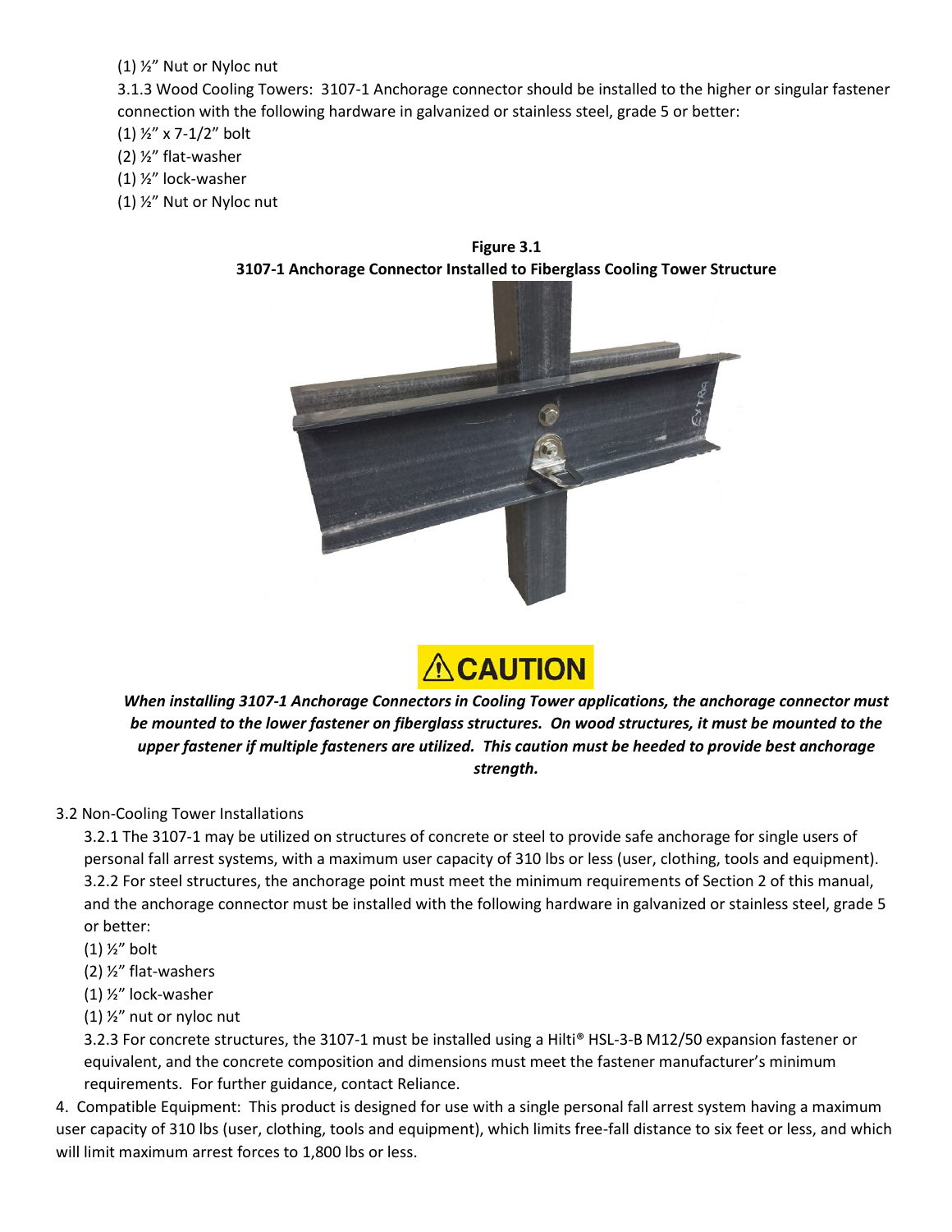(1) ½" Nut or Nyloc nut

3.1.3 Wood Cooling Towers: 3107-1 Anchorage connector should be installed to the higher or singular fastener connection with the following hardware in galvanized or stainless steel, grade 5 or better:

(1) ½" x 7-1/2" bolt
(2) ½" flat-washer
(1) ½" lock-washer
(1) ½" Nut or Nyloc nut

**Figure 3.1**
**3107-1 Anchorage Connector Installed to Fiberglass Cooling Tower Structure**

**⚠CAUTION**

***When installing 3107-1 Anchorage Connectors in Cooling Tower applications, the anchorage connector must be mounted to the lower fastener on fiberglass structures. On wood structures, it must be mounted to the upper fastener if multiple fasteners are utilized. This caution must be heeded to provide best anchorage strength.***

3.2 Non-Cooling Tower Installations

3.2.1 The 3107-1 may be utilized on structures of concrete or steel to provide safe anchorage for single users of personal fall arrest systems, with a maximum user capacity of 310 lbs or less (user, clothing, tools and equipment).

3.2.2 For steel structures, the anchorage point must meet the minimum requirements of Section 2 of this manual, and the anchorage connector must be installed with the following hardware in galvanized or stainless steel, grade 5 or better:

(1) ½" bolt
(2) ½" flat-washers
(1) ½" lock-washer
(1) ½" nut or nyloc nut

3.2.3 For concrete structures, the 3107-1 must be installed using a Hilti® HSL-3-B M12/50 expansion fastener or equivalent, and the concrete composition and dimensions must meet the fastener manufacturer's minimum requirements. For further guidance, contact Reliance.

4. Compatible Equipment: This product is designed for use with a single personal fall arrest system having a maximum user capacity of 310 lbs (user, clothing, tools and equipment), which limits free-fall distance to six feet or less, and which will limit maximum arrest forces to 1,800 lbs or less.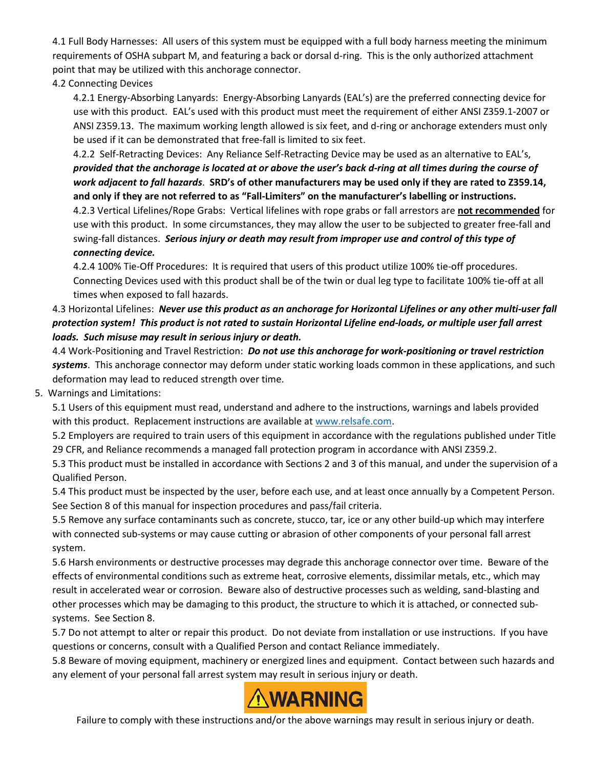4.1 Full Body Harnesses: All users of this system must be equipped with a full body harness meeting the minimum requirements of OSHA subpart M, and featuring a back or dorsal d-ring. This is the only authorized attachment point that may be utilized with this anchorage connector.

4.2 Connecting Devices

4.2.1 Energy-Absorbing Lanyards: Energy-Absorbing Lanyards (EAL's) are the preferred connecting device for use with this product. EAL's used with this product must meet the requirement of either ANSI Z359.1-2007 or ANSI Z359.13. The maximum working length allowed is six feet, and d-ring or anchorage extenders must only be used if it can be demonstrated that free-fall is limited to six feet.

4.2.2 Self-Retracting Devices: Any Reliance Self-Retracting Device may be used as an alternative to EAL's, ***provided that the anchorage is located at or above the user's back d-ring at all times during the course of work adjacent to fall hazards***. **SRD's of other manufacturers may be used only if they are rated to Z359.14, and only if they are not referred to as "Fall-Limiters" on the manufacturer's labelling or instructions.**

4.2.3 Vertical Lifelines/Rope Grabs: Vertical lifelines with rope grabs or fall arrestors are **<u>not recommended</u>** for use with this product. In some circumstances, they may allow the user to be subjected to greater free-fall and swing-fall distances. ***Serious injury or death may result from improper use and control of this type of connecting device.***

4.2.4 100% Tie-Off Procedures: It is required that users of this product utilize 100% tie-off procedures. Connecting Devices used with this product shall be of the twin or dual leg type to facilitate 100% tie-off at all times when exposed to fall hazards.

4.3 Horizontal Lifelines: ***Never use this product as an anchorage for Horizontal Lifelines or any other multi-user fall protection system! This product is not rated to sustain Horizontal Lifeline end-loads, or multiple user fall arrest loads. Such misuse may result in serious injury or death.***

4.4 Work-Positioning and Travel Restriction: ***Do not use this anchorage for work-positioning or travel restriction systems***. This anchorage connector may deform under static working loads common in these applications, and such deformation may lead to reduced strength over time.

5. Warnings and Limitations:

5.1 Users of this equipment must read, understand and adhere to the instructions, warnings and labels provided with this product. Replacement instructions are available at www.relsafe.com.

5.2 Employers are required to train users of this equipment in accordance with the regulations published under Title 29 CFR, and Reliance recommends a managed fall protection program in accordance with ANSI Z359.2.

5.3 This product must be installed in accordance with Sections 2 and 3 of this manual, and under the supervision of a Qualified Person.

5.4 This product must be inspected by the user, before each use, and at least once annually by a Competent Person. See Section 8 of this manual for inspection procedures and pass/fail criteria.

5.5 Remove any surface contaminants such as concrete, stucco, tar, ice or any other build-up which may interfere with connected sub-systems or may cause cutting or abrasion of other components of your personal fall arrest system.

5.6 Harsh environments or destructive processes may degrade this anchorage connector over time. Beware of the effects of environmental conditions such as extreme heat, corrosive elements, dissimilar metals, etc., which may result in accelerated wear or corrosion. Beware also of destructive processes such as welding, sand-blasting and other processes which may be damaging to this product, the structure to which it is attached, or connected sub-systems. See Section 8.

5.7 Do not attempt to alter or repair this product. Do not deviate from installation or use instructions. If you have questions or concerns, consult with a Qualified Person and contact Reliance immediately.

5.8 Beware of moving equipment, machinery or energized lines and equipment. Contact between such hazards and any element of your personal fall arrest system may result in serious injury or death.

**⚠WARNING**

Failure to comply with these instructions and/or the above warnings may result in serious injury or death.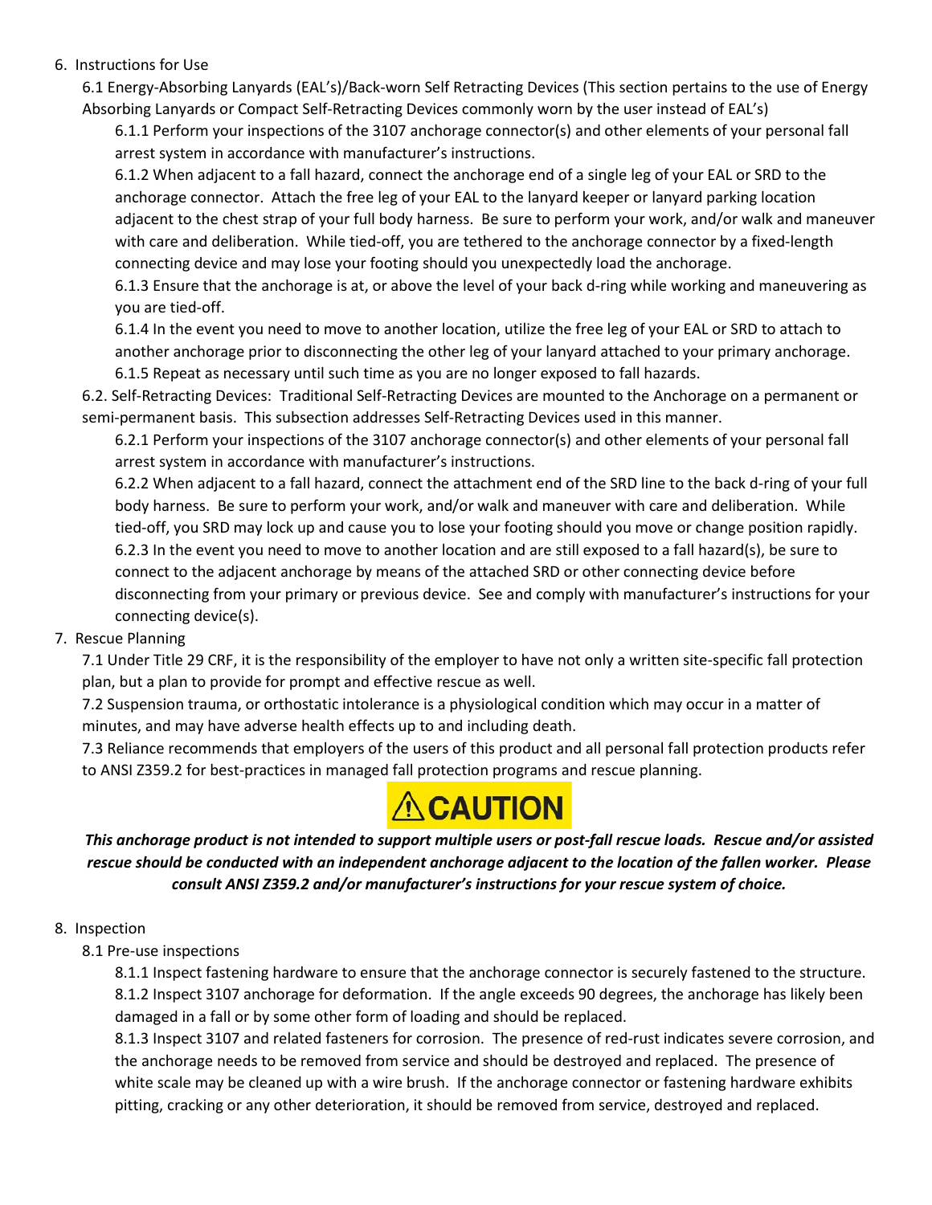6. Instructions for Use

   6.1 Energy-Absorbing Lanyards (EAL's)/Back-worn Self Retracting Devices (This section pertains to the use of Energy Absorbing Lanyards or Compact Self-Retracting Devices commonly worn by the user instead of EAL's)

   6.1.1 Perform your inspections of the 3107 anchorage connector(s) and other elements of your personal fall arrest system in accordance with manufacturer's instructions.

   6.1.2 When adjacent to a fall hazard, connect the anchorage end of a single leg of your EAL or SRD to the anchorage connector. Attach the free leg of your EAL to the lanyard keeper or lanyard parking location adjacent to the chest strap of your full body harness. Be sure to perform your work, and/or walk and maneuver with care and deliberation. While tied-off, you are tethered to the anchorage connector by a fixed-length connecting device and may lose your footing should you unexpectedly load the anchorage.

   6.1.3 Ensure that the anchorage is at, or above the level of your back d-ring while working and maneuvering as you are tied-off.

   6.1.4 In the event you need to move to another location, utilize the free leg of your EAL or SRD to attach to another anchorage prior to disconnecting the other leg of your lanyard attached to your primary anchorage.

   6.1.5 Repeat as necessary until such time as you are no longer exposed to fall hazards.

   6.2. Self-Retracting Devices: Traditional Self-Retracting Devices are mounted to the Anchorage on a permanent or semi-permanent basis. This subsection addresses Self-Retracting Devices used in this manner.

   6.2.1 Perform your inspections of the 3107 anchorage connector(s) and other elements of your personal fall arrest system in accordance with manufacturer's instructions.

   6.2.2 When adjacent to a fall hazard, connect the attachment end of the SRD line to the back d-ring of your full body harness. Be sure to perform your work, and/or walk and maneuver with care and deliberation. While tied-off, you SRD may lock up and cause you to lose your footing should you move or change position rapidly.

   6.2.3 In the event you need to move to another location and are still exposed to a fall hazard(s), be sure to connect to the adjacent anchorage by means of the attached SRD or other connecting device before disconnecting from your primary or previous device. See and comply with manufacturer's instructions for your connecting device(s).

7. Rescue Planning

   7.1 Under Title 29 CRF, it is the responsibility of the employer to have not only a written site-specific fall protection plan, but a plan to provide for prompt and effective rescue as well.

   7.2 Suspension trauma, or orthostatic intolerance is a physiological condition which may occur in a matter of minutes, and may have adverse health effects up to and including death.

   7.3 Reliance recommends that employers of the users of this product and all personal fall protection products refer to ANSI Z359.2 for best-practices in managed fall protection programs and rescue planning.

**⚠CAUTION**

***This anchorage product is not intended to support multiple users or post-fall rescue loads. Rescue and/or assisted rescue should be conducted with an independent anchorage adjacent to the location of the fallen worker. Please consult ANSI Z359.2 and/or manufacturer's instructions for your rescue system of choice.***

8. Inspection

   8.1 Pre-use inspections

   8.1.1 Inspect fastening hardware to ensure that the anchorage connector is securely fastened to the structure.

   8.1.2 Inspect 3107 anchorage for deformation. If the angle exceeds 90 degrees, the anchorage has likely been damaged in a fall or by some other form of loading and should be replaced.

   8.1.3 Inspect 3107 and related fasteners for corrosion. The presence of red-rust indicates severe corrosion, and the anchorage needs to be removed from service and should be destroyed and replaced. The presence of white scale may be cleaned up with a wire brush. If the anchorage connector or fastening hardware exhibits pitting, cracking or any other deterioration, it should be removed from service, destroyed and replaced.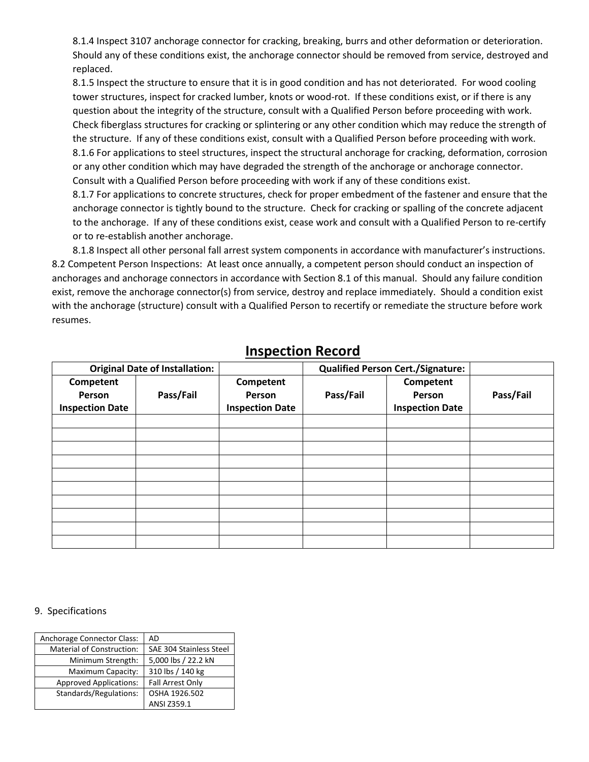8.1.4 Inspect 3107 anchorage connector for cracking, breaking, burrs and other deformation or deterioration. Should any of these conditions exist, the anchorage connector should be removed from service, destroyed and replaced.

8.1.5 Inspect the structure to ensure that it is in good condition and has not deteriorated. For wood cooling tower structures, inspect for cracked lumber, knots or wood-rot. If these conditions exist, or if there is any question about the integrity of the structure, consult with a Qualified Person before proceeding with work. Check fiberglass structures for cracking or splintering or any other condition which may reduce the strength of the structure. If any of these conditions exist, consult with a Qualified Person before proceeding with work.

8.1.6 For applications to steel structures, inspect the structural anchorage for cracking, deformation, corrosion or any other condition which may have degraded the strength of the anchorage or anchorage connector. Consult with a Qualified Person before proceeding with work if any of these conditions exist.

8.1.7 For applications to concrete structures, check for proper embedment of the fastener and ensure that the anchorage connector is tightly bound to the structure. Check for cracking or spalling of the concrete adjacent to the anchorage. If any of these conditions exist, cease work and consult with a Qualified Person to re-certify or to re-establish another anchorage.

8.1.8 Inspect all other personal fall arrest system components in accordance with manufacturer's instructions.

8.2 Competent Person Inspections: At least once annually, a competent person should conduct an inspection of anchorages and anchorage connectors in accordance with Section 8.1 of this manual. Should any failure condition exist, remove the anchorage connector(s) from service, destroy and replace immediately. Should a condition exist with the anchorage (structure) consult with a Qualified Person to recertify or remediate the structure before work resumes.

## Inspection Record

| **Original Date of Installation:** | | | **Qualified Person Cert./Signature:** | | |
|---|---|---|---|---|---|
| **Competent Person Inspection Date** | **Pass/Fail** | **Competent Person Inspection Date** | **Pass/Fail** | **Competent Person Inspection Date** | **Pass/Fail** |
| | | | | | |
| | | | | | |
| | | | | | |
| | | | | | |
| | | | | | |
| | | | | | |
| | | | | | |
| | | | | | |
| | | | | | |
| | | | | | |

9. Specifications

| | |
|---|---|
| Anchorage Connector Class: | AD |
| Material of Construction: | SAE 304 Stainless Steel |
| Minimum Strength: | 5,000 lbs / 22.2 kN |
| Maximum Capacity: | 310 lbs / 140 kg |
| Approved Applications: | Fall Arrest Only |
| Standards/Regulations: | OSHA 1926.502<br>ANSI Z359.1 |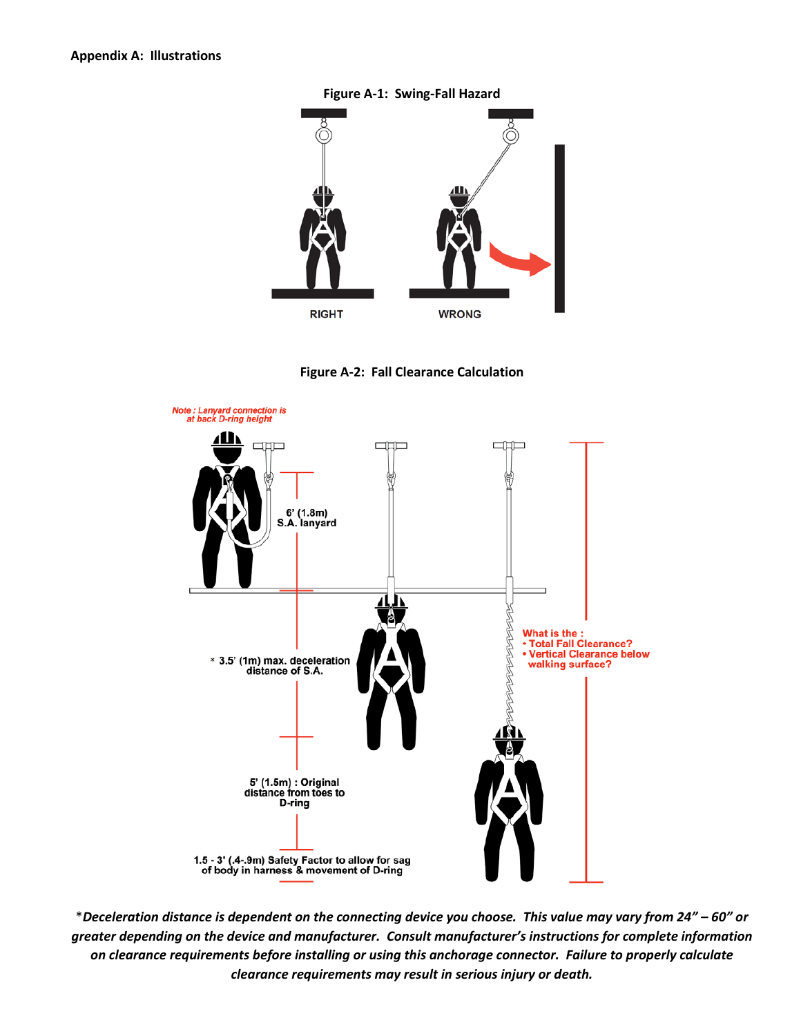**Appendix A: Illustrations**

**Figure A-1: Swing-Fall Hazard**

RIGHT

WRONG

**Figure A-2: Fall Clearance Calculation**

Note : Lanyard connection is at back D-ring height

6' (1.8m) S.A. lanyard

* 3.5' (1m) max. deceleration distance of S.A.

5' (1.5m) : Original distance from toes to D-ring

1.5 - 3' (.4-.9m) Safety Factor to allow for sag of body in harness & movement of D-ring

What is the :
- Total Fall Clearance?
- Vertical Clearance below walking surface?

**Deceleration distance is dependent on the connecting device you choose. This value may vary from 24" – 60" or greater depending on the device and manufacturer. Consult manufacturer's instructions for complete information on clearance requirements before installing or using this anchorage connector. Failure to properly calculate clearance requirements may result in serious injury or death.*